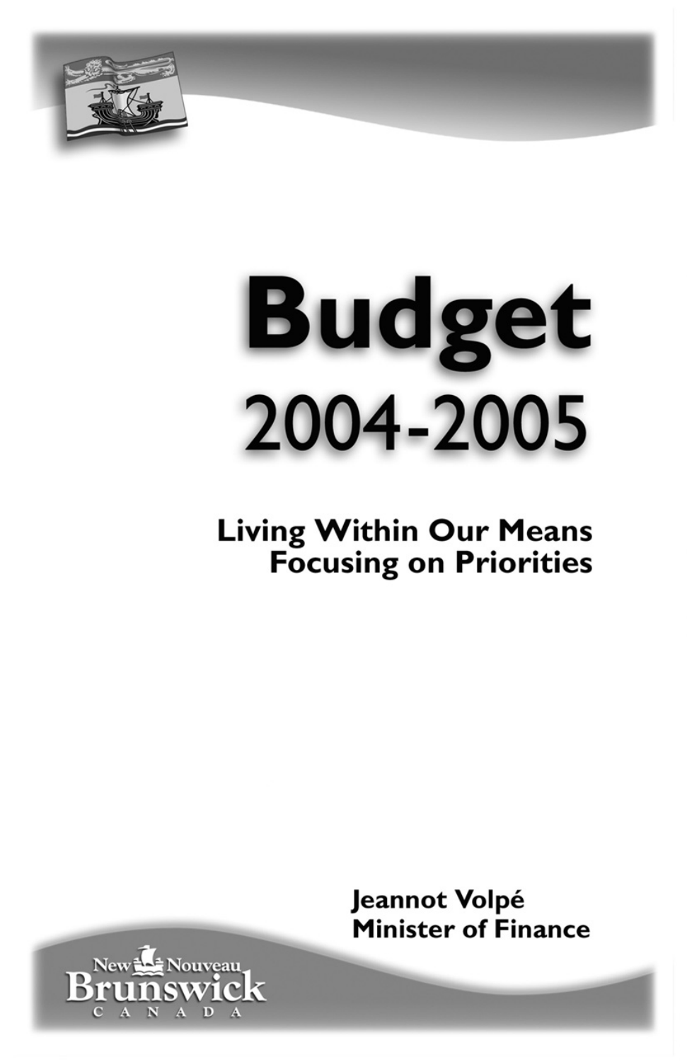# Budget
## 2004-2005

**Living Within Our Means**
**Focusing on Priorities**

**Jeannot Volpé**
**Minister of Finance**

New Nouveau Brunswick
CANADA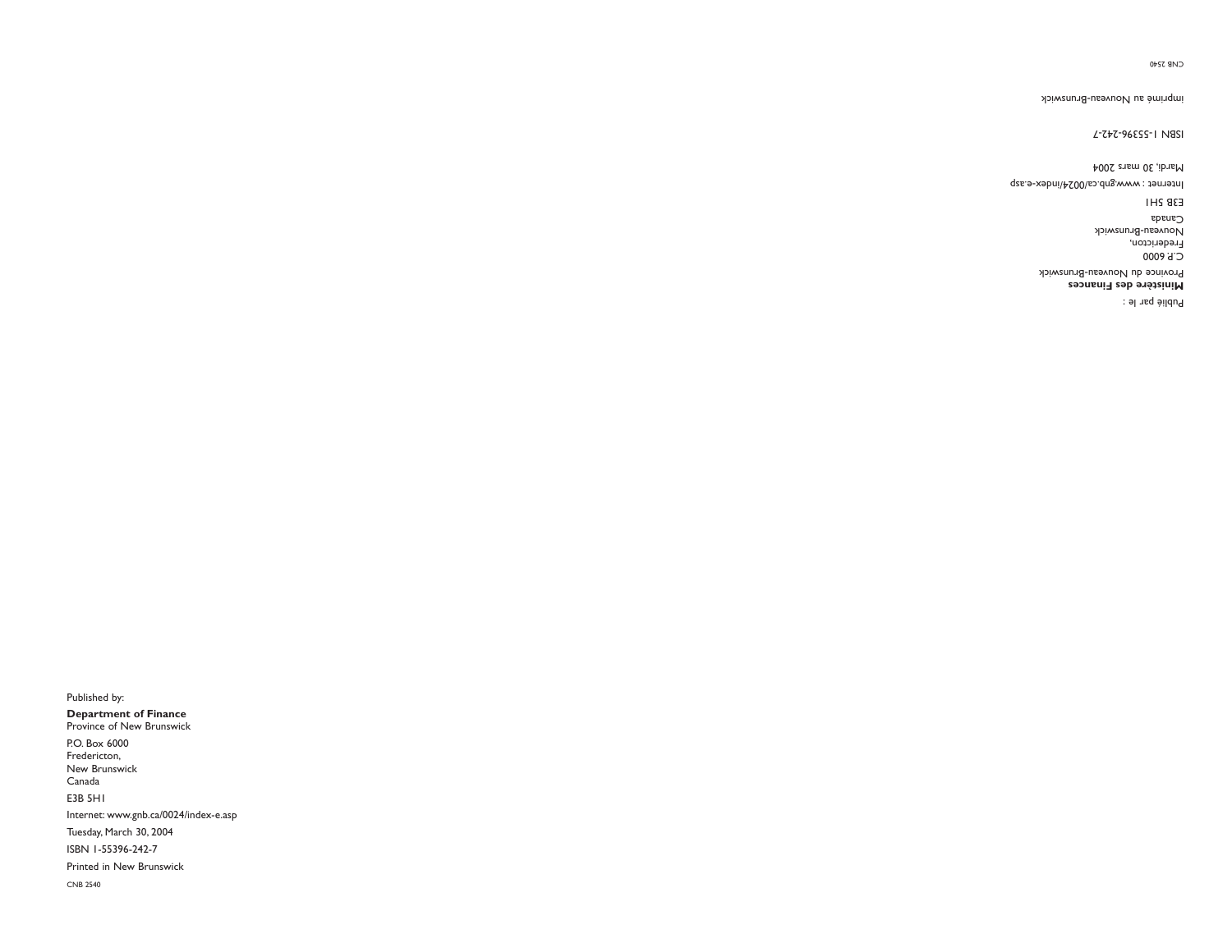Publié par le :

**Ministère des Finances**
Province du Nouveau-Brunswick

C.P. 6000
Fredericton,
Nouveau-Brunswick
Canada

E3B 5H1

Internet : www.gnb.ca/0024/index-e.asp

Mardi, 30 mars 2004

ISBN 1-55396-242-7

imprimé au Nouveau-Brunswick

CNB 2540

Published by:

**Department of Finance**
Province of New Brunswick

P.O. Box 6000
Fredericton,
New Brunswick
Canada

E3B 5H1

Internet: www.gnb.ca/0024/index-e.asp

Tuesday, March 30, 2004

ISBN 1-55396-242-7

Printed in New Brunswick

CNB 2540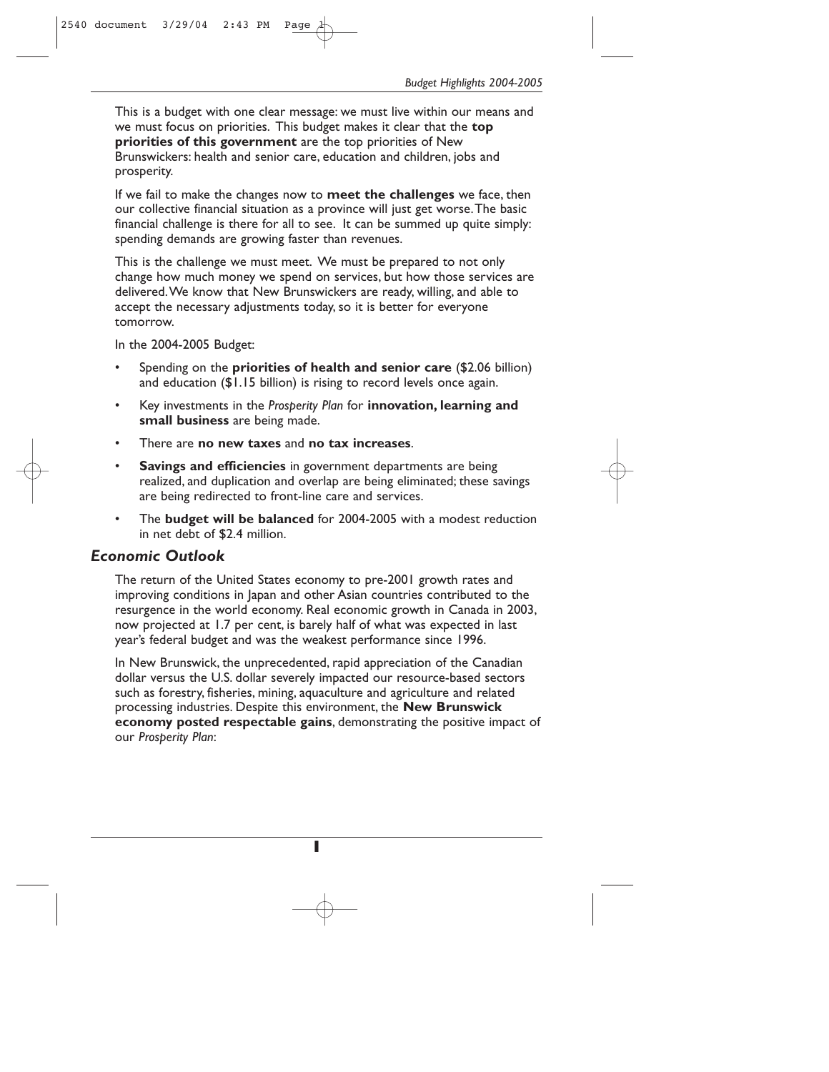This is a budget with one clear message: we must live within our means and we must focus on priorities. This budget makes it clear that the **top priorities of this government** are the top priorities of New Brunswickers: health and senior care, education and children, jobs and prosperity.

If we fail to make the changes now to **meet the challenges** we face, then our collective financial situation as a province will just get worse. The basic financial challenge is there for all to see. It can be summed up quite simply: spending demands are growing faster than revenues.

This is the challenge we must meet. We must be prepared to not only change how much money we spend on services, but how those services are delivered. We know that New Brunswickers are ready, willing, and able to accept the necessary adjustments today, so it is better for everyone tomorrow.

In the 2004-2005 Budget:

- Spending on the **priorities of health and senior care** ($2.06 billion) and education ($1.15 billion) is rising to record levels once again.
- Key investments in the *Prosperity Plan* for **innovation, learning and small business** are being made.
- There are **no new taxes** and **no tax increases**.
- **Savings and efficiencies** in government departments are being realized, and duplication and overlap are being eliminated; these savings are being redirected to front-line care and services.
- The **budget will be balanced** for 2004-2005 with a modest reduction in net debt of $2.4 million.

## *Economic Outlook*

The return of the United States economy to pre-2001 growth rates and improving conditions in Japan and other Asian countries contributed to the resurgence in the world economy. Real economic growth in Canada in 2003, now projected at 1.7 per cent, is barely half of what was expected in last year's federal budget and was the weakest performance since 1996.

In New Brunswick, the unprecedented, rapid appreciation of the Canadian dollar versus the U.S. dollar severely impacted our resource-based sectors such as forestry, fisheries, mining, aquaculture and agriculture and related processing industries. Despite this environment, the **New Brunswick economy posted respectable gains**, demonstrating the positive impact of our *Prosperity Plan*: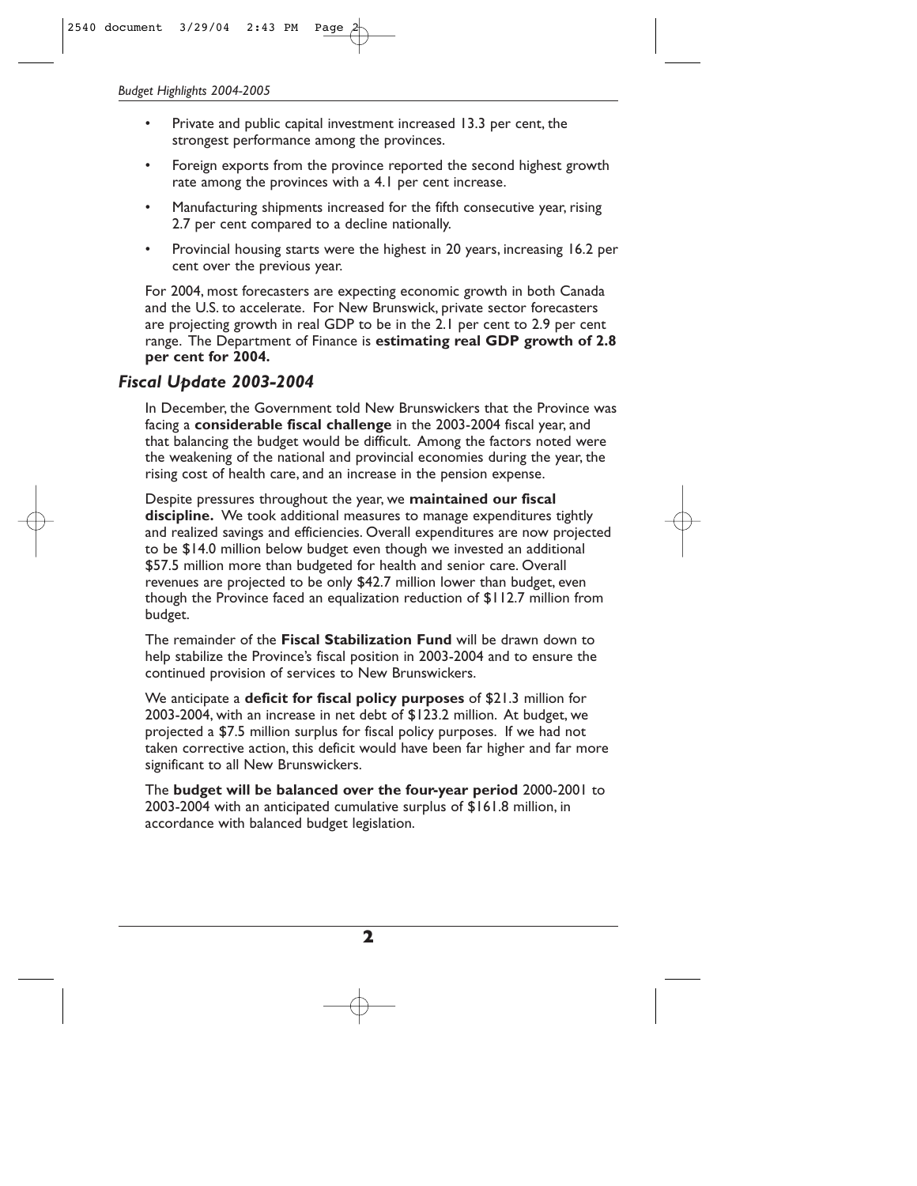- Private and public capital investment increased 13.3 per cent, the strongest performance among the provinces.
- Foreign exports from the province reported the second highest growth rate among the provinces with a 4.1 per cent increase.
- Manufacturing shipments increased for the fifth consecutive year, rising 2.7 per cent compared to a decline nationally.
- Provincial housing starts were the highest in 20 years, increasing 16.2 per cent over the previous year.

For 2004, most forecasters are expecting economic growth in both Canada and the U.S. to accelerate. For New Brunswick, private sector forecasters are projecting growth in real GDP to be in the 2.1 per cent to 2.9 per cent range. The Department of Finance is **estimating real GDP growth of 2.8 per cent for 2004.**

## *Fiscal Update 2003-2004*

In December, the Government told New Brunswickers that the Province was facing a **considerable fiscal challenge** in the 2003-2004 fiscal year, and that balancing the budget would be difficult. Among the factors noted were the weakening of the national and provincial economies during the year, the rising cost of health care, and an increase in the pension expense.

Despite pressures throughout the year, we **maintained our fiscal discipline.** We took additional measures to manage expenditures tightly and realized savings and efficiencies. Overall expenditures are now projected to be $14.0 million below budget even though we invested an additional $57.5 million more than budgeted for health and senior care. Overall revenues are projected to be only $42.7 million lower than budget, even though the Province faced an equalization reduction of $112.7 million from budget.

The remainder of the **Fiscal Stabilization Fund** will be drawn down to help stabilize the Province's fiscal position in 2003-2004 and to ensure the continued provision of services to New Brunswickers.

We anticipate a **deficit for fiscal policy purposes** of $21.3 million for 2003-2004, with an increase in net debt of $123.2 million. At budget, we projected a $7.5 million surplus for fiscal policy purposes. If we had not taken corrective action, this deficit would have been far higher and far more significant to all New Brunswickers.

The **budget will be balanced over the four-year period** 2000-2001 to 2003-2004 with an anticipated cumulative surplus of $161.8 million, in accordance with balanced budget legislation.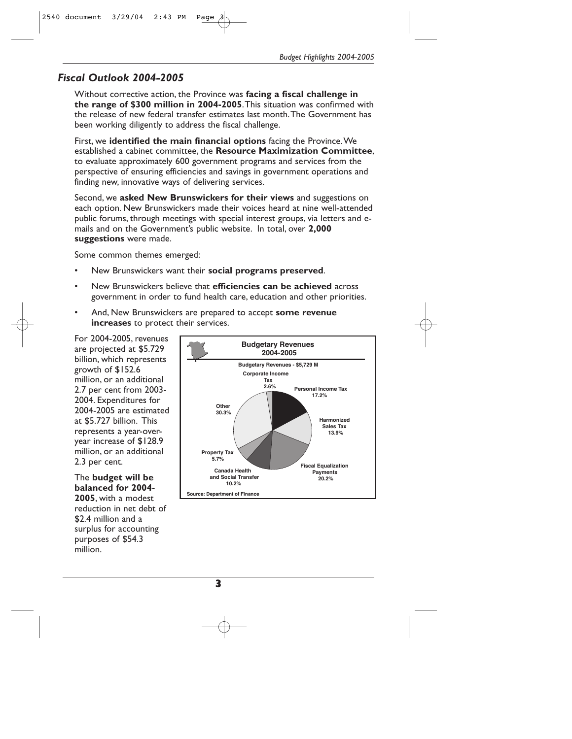## *Fiscal Outlook 2004-2005*

Without corrective action, the Province was **facing a fiscal challenge in the range of $300 million in 2004-2005**. This situation was confirmed with the release of new federal transfer estimates last month. The Government has been working diligently to address the fiscal challenge.

First, we **identified the main financial options** facing the Province. We established a cabinet committee, the **Resource Maximization Committee**, to evaluate approximately 600 government programs and services from the perspective of ensuring efficiencies and savings in government operations and finding new, innovative ways of delivering services.

Second, we **asked New Brunswickers for their views** and suggestions on each option. New Brunswickers made their voices heard at nine well-attended public forums, through meetings with special interest groups, via letters and e-mails and on the Government's public website. In total, over **2,000 suggestions** were made.

Some common themes emerged:

- New Brunswickers want their **social programs preserved**.
- New Brunswickers believe that **efficiencies can be achieved** across government in order to fund health care, education and other priorities.
- And, New Brunswickers are prepared to accept **some revenue increases** to protect their services.

For 2004-2005, revenues are projected at $5.729 billion, which represents growth of $152.6 million, or an additional 2.7 per cent from 2003-2004. Expenditures for 2004-2005 are estimated at $5.727 billion. This represents a year-over-year increase of $128.9 million, or an additional 2.3 per cent.

The **budget will be balanced for 2004-2005**, with a modest reduction in net debt of $2.4 million and a surplus for accounting purposes of $54.3 million.

**Budgetary Revenues 2004-2005**

**Budgetary Revenues - $5,729 M**

| Revenue Source | Share |
|---|---|
| Personal Income Tax | 17.2% |
| Harmonized Sales Tax | 13.9% |
| Fiscal Equalization Payments | 20.2% |
| Canada Health and Social Transfer | 10.2% |
| Property Tax | 5.7% |
| Other | 30.3% |
| Corporate Income Tax | 2.6% |

Source: Department of Finance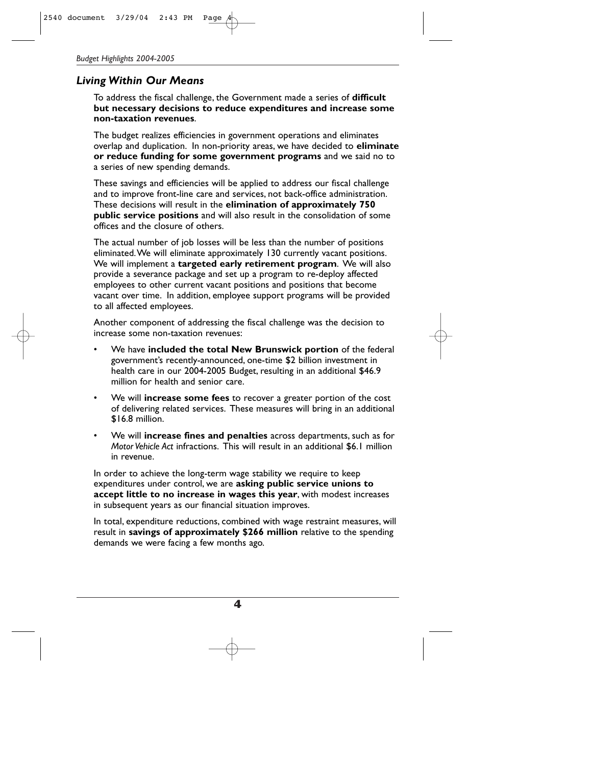## *Living Within Our Means*

To address the fiscal challenge, the Government made a series of **difficult but necessary decisions to reduce expenditures and increase some non-taxation revenues**.

The budget realizes efficiencies in government operations and eliminates overlap and duplication. In non-priority areas, we have decided to **eliminate or reduce funding for some government programs** and we said no to a series of new spending demands.

These savings and efficiencies will be applied to address our fiscal challenge and to improve front-line care and services, not back-office administration. These decisions will result in the **elimination of approximately 750 public service positions** and will also result in the consolidation of some offices and the closure of others.

The actual number of job losses will be less than the number of positions eliminated. We will eliminate approximately 130 currently vacant positions. We will implement a **targeted early retirement program**. We will also provide a severance package and set up a program to re-deploy affected employees to other current vacant positions and positions that become vacant over time. In addition, employee support programs will be provided to all affected employees.

Another component of addressing the fiscal challenge was the decision to increase some non-taxation revenues:

- We have **included the total New Brunswick portion** of the federal government's recently-announced, one-time $2 billion investment in health care in our 2004-2005 Budget, resulting in an additional $46.9 million for health and senior care.
- We will **increase some fees** to recover a greater portion of the cost of delivering related services. These measures will bring in an additional $16.8 million.
- We will **increase fines and penalties** across departments, such as for *Motor Vehicle Act* infractions. This will result in an additional $6.1 million in revenue.

In order to achieve the long-term wage stability we require to keep expenditures under control, we are **asking public service unions to accept little to no increase in wages this year**, with modest increases in subsequent years as our financial situation improves.

In total, expenditure reductions, combined with wage restraint measures, will result in **savings of approximately $266 million** relative to the spending demands we were facing a few months ago.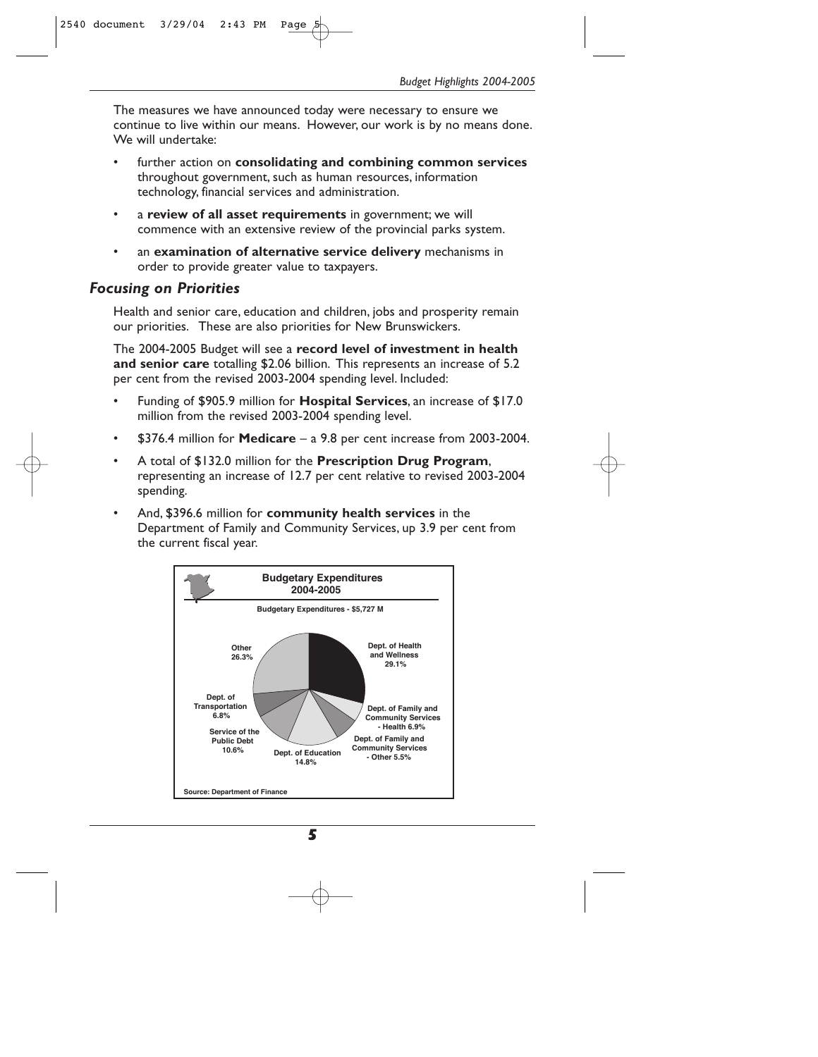The measures we have announced today were necessary to ensure we continue to live within our means. However, our work is by no means done. We will undertake:

- further action on **consolidating and combining common services** throughout government, such as human resources, information technology, financial services and administration.
- a **review of all asset requirements** in government; we will commence with an extensive review of the provincial parks system.
- an **examination of alternative service delivery** mechanisms in order to provide greater value to taxpayers.

## *Focusing on Priorities*

Health and senior care, education and children, jobs and prosperity remain our priorities. These are also priorities for New Brunswickers.

The 2004-2005 Budget will see a **record level of investment in health and senior care** totalling $2.06 billion. This represents an increase of 5.2 per cent from the revised 2003-2004 spending level. Included:

- Funding of $905.9 million for **Hospital Services**, an increase of $17.0 million from the revised 2003-2004 spending level.
- $376.4 million for **Medicare** – a 9.8 per cent increase from 2003-2004.
- A total of $132.0 million for the **Prescription Drug Program**, representing an increase of 12.7 per cent relative to revised 2003-2004 spending.
- And, $396.6 million for **community health services** in the Department of Family and Community Services, up 3.9 per cent from the current fiscal year.

**Budgetary Expenditures 2004-2005**

**Budgetary Expenditures - $5,727 M**

| Category | Share |
|---|---|
| Dept. of Health and Wellness | 29.1% |
| Dept. of Family and Community Services - Health | 6.9% |
| Dept. of Family and Community Services - Other | 5.5% |
| Dept. of Education | 14.8% |
| Service of the Public Debt | 10.6% |
| Dept. of Transportation | 6.8% |
| Other | 26.3% |

Source: Department of Finance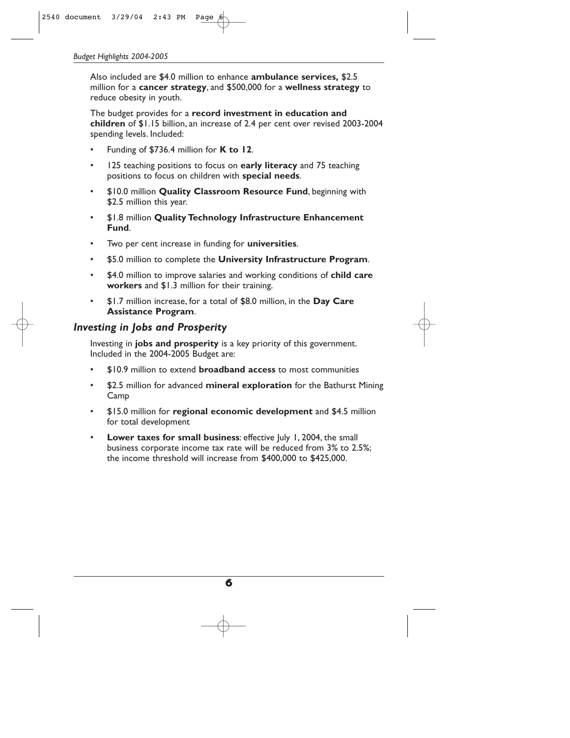Also included are $4.0 million to enhance **ambulance services,** $2.5 million for a **cancer strategy**, and $500,000 for a **wellness strategy** to reduce obesity in youth.

The budget provides for a **record investment in education and children** of $1.15 billion, an increase of 2.4 per cent over revised 2003-2004 spending levels. Included:

- Funding of $736.4 million for **K to 12**.
- 125 teaching positions to focus on **early literacy** and 75 teaching positions to focus on children with **special needs**.
- $10.0 million **Quality Classroom Resource Fund**, beginning with $2.5 million this year.
- $1.8 million **Quality Technology Infrastructure Enhancement Fund**.
- Two per cent increase in funding for **universities**.
- $5.0 million to complete the **University Infrastructure Program**.
- $4.0 million to improve salaries and working conditions of **child care workers** and $1.3 million for their training.
- $1.7 million increase, for a total of $8.0 million, in the **Day Care Assistance Program**.

## *Investing in Jobs and Prosperity*

Investing in **jobs and prosperity** is a key priority of this government. Included in the 2004-2005 Budget are:

- $10.9 million to extend **broadband access** to most communities
- $2.5 million for advanced **mineral exploration** for the Bathurst Mining Camp
- $15.0 million for **regional economic development** and $4.5 million for total development
- **Lower taxes for small business**: effective July 1, 2004, the small business corporate income tax rate will be reduced from 3% to 2.5%; the income threshold will increase from $400,000 to $425,000.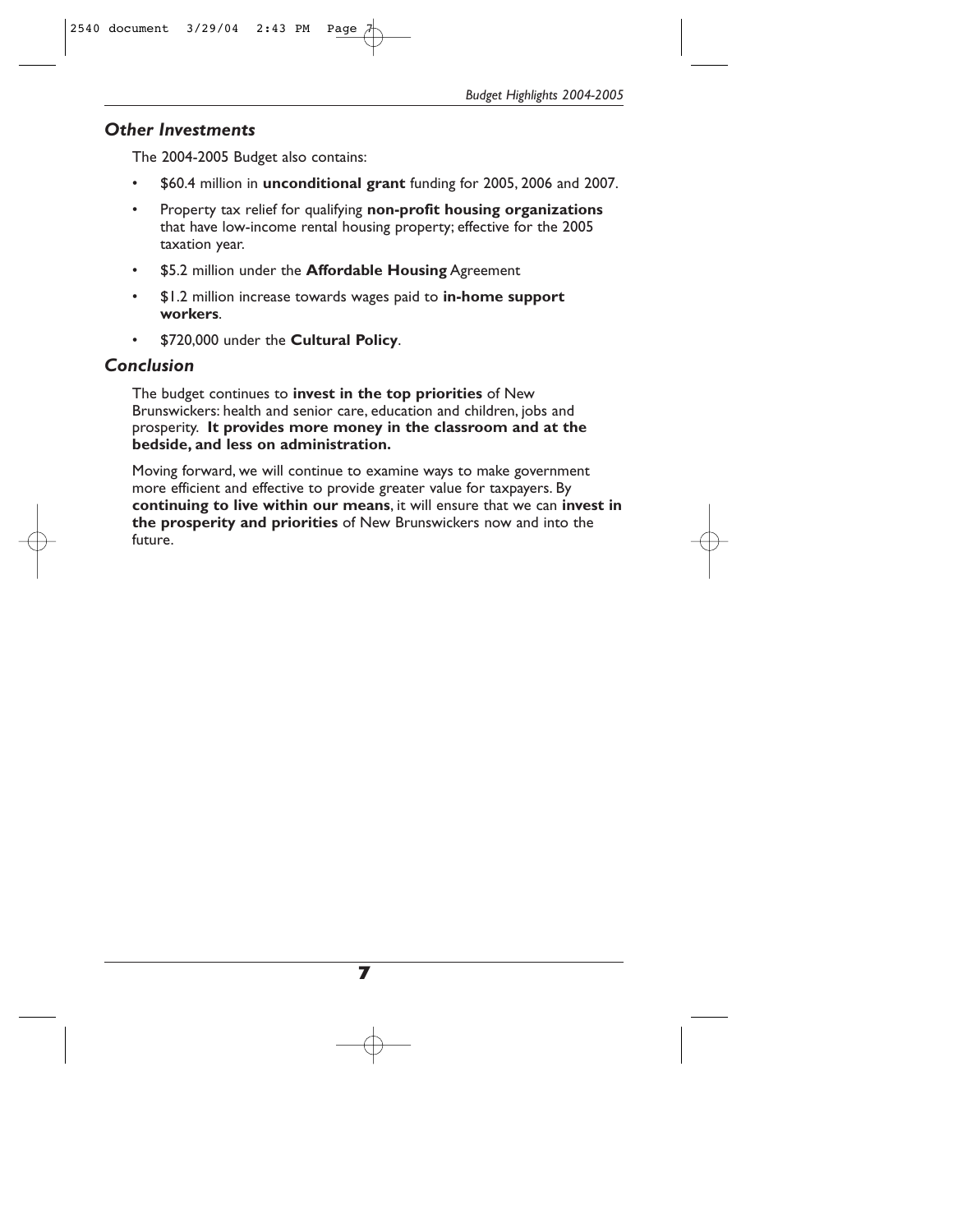## *Other Investments*

The 2004-2005 Budget also contains:

- $60.4 million in **unconditional grant** funding for 2005, 2006 and 2007.
- Property tax relief for qualifying **non-profit housing organizations** that have low-income rental housing property; effective for the 2005 taxation year.
- $5.2 million under the **Affordable Housing** Agreement
- $1.2 million increase towards wages paid to **in-home support workers**.
- $720,000 under the **Cultural Policy**.

## *Conclusion*

The budget continues to **invest in the top priorities** of New Brunswickers: health and senior care, education and children, jobs and prosperity. **It provides more money in the classroom and at the bedside, and less on administration.**

Moving forward, we will continue to examine ways to make government more efficient and effective to provide greater value for taxpayers. By **continuing to live within our means**, it will ensure that we can **invest in the prosperity and priorities** of New Brunswickers now and into the future.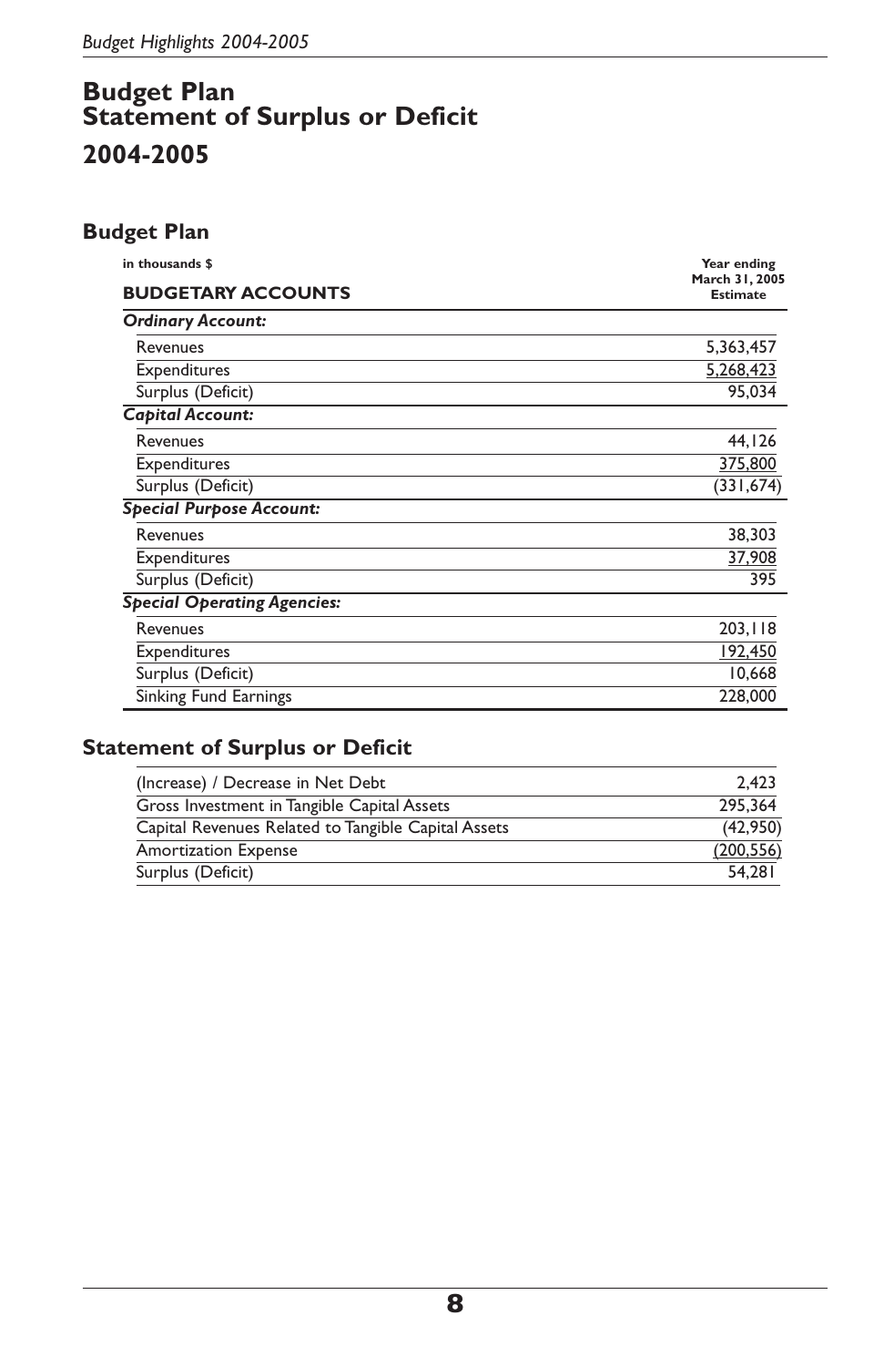# Budget Plan
# Statement of Surplus or Deficit
# 2004-2005

## Budget Plan

| in thousands $<br>**BUDGETARY ACCOUNTS** | Year ending March 31, 2005 Estimate |
|---|---|
| ***Ordinary Account:*** | |
| Revenues | 5,363,457 |
| Expenditures | 5,268,423 |
| Surplus (Deficit) | 95,034 |
| ***Capital Account:*** | |
| Revenues | 44,126 |
| Expenditures | 375,800 |
| Surplus (Deficit) | (331,674) |
| ***Special Purpose Account:*** | |
| Revenues | 38,303 |
| Expenditures | 37,908 |
| Surplus (Deficit) | 395 |
| ***Special Operating Agencies:*** | |
| Revenues | 203,118 |
| Expenditures | 192,450 |
| Surplus (Deficit) | 10,668 |
| Sinking Fund Earnings | 228,000 |

## Statement of Surplus or Deficit

| | |
|---|---|
| (Increase) / Decrease in Net Debt | 2,423 |
| Gross Investment in Tangible Capital Assets | 295,364 |
| Capital Revenues Related to Tangible Capital Assets | (42,950) |
| Amortization Expense | (200,556) |
| Surplus (Deficit) | 54,281 |